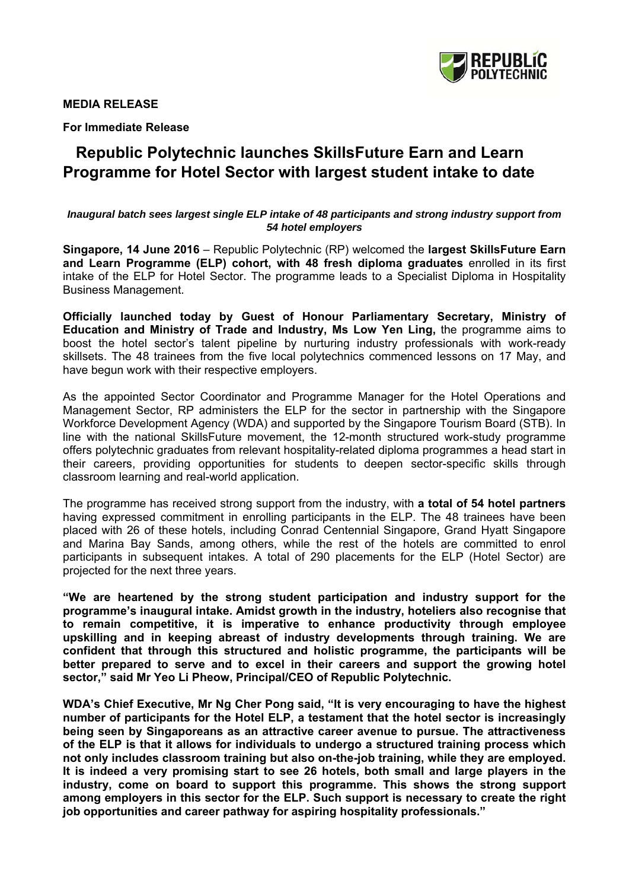**MEDIA RELEASE**

**For Immediate Release**

# Republic Polytechnic launches SkillsFuture Earn and Learn Programme for Hotel Sector with largest student intake to date

***Inaugural batch sees largest single ELP intake of 48 participants and strong industry support from 54 hotel employers***

**Singapore, 14 June 2016** – Republic Polytechnic (RP) welcomed the **largest SkillsFuture Earn and Learn Programme (ELP) cohort, with 48 fresh diploma graduates** enrolled in its first intake of the ELP for Hotel Sector. The programme leads to a Specialist Diploma in Hospitality Business Management.

**Officially launched today by Guest of Honour Parliamentary Secretary, Ministry of Education and Ministry of Trade and Industry, Ms Low Yen Ling,** the programme aims to boost the hotel sector's talent pipeline by nurturing industry professionals with work-ready skillsets. The 48 trainees from the five local polytechnics commenced lessons on 17 May, and have begun work with their respective employers.

As the appointed Sector Coordinator and Programme Manager for the Hotel Operations and Management Sector, RP administers the ELP for the sector in partnership with the Singapore Workforce Development Agency (WDA) and supported by the Singapore Tourism Board (STB). In line with the national SkillsFuture movement, the 12-month structured work-study programme offers polytechnic graduates from relevant hospitality-related diploma programmes a head start in their careers, providing opportunities for students to deepen sector-specific skills through classroom learning and real-world application.

The programme has received strong support from the industry, with **a total of 54 hotel partners** having expressed commitment in enrolling participants in the ELP. The 48 trainees have been placed with 26 of these hotels, including Conrad Centennial Singapore, Grand Hyatt Singapore and Marina Bay Sands, among others, while the rest of the hotels are committed to enrol participants in subsequent intakes. A total of 290 placements for the ELP (Hotel Sector) are projected for the next three years.

**"We are heartened by the strong student participation and industry support for the programme's inaugural intake. Amidst growth in the industry, hoteliers also recognise that to remain competitive, it is imperative to enhance productivity through employee upskilling and in keeping abreast of industry developments through training. We are confident that through this structured and holistic programme, the participants will be better prepared to serve and to excel in their careers and support the growing hotel sector," said Mr Yeo Li Pheow, Principal/CEO of Republic Polytechnic.**

**WDA's Chief Executive, Mr Ng Cher Pong said, "It is very encouraging to have the highest number of participants for the Hotel ELP, a testament that the hotel sector is increasingly being seen by Singaporeans as an attractive career avenue to pursue. The attractiveness of the ELP is that it allows for individuals to undergo a structured training process which not only includes classroom training but also on-the-job training, while they are employed. It is indeed a very promising start to see 26 hotels, both small and large players in the industry, come on board to support this programme. This shows the strong support among employers in this sector for the ELP. Such support is necessary to create the right job opportunities and career pathway for aspiring hospitality professionals."**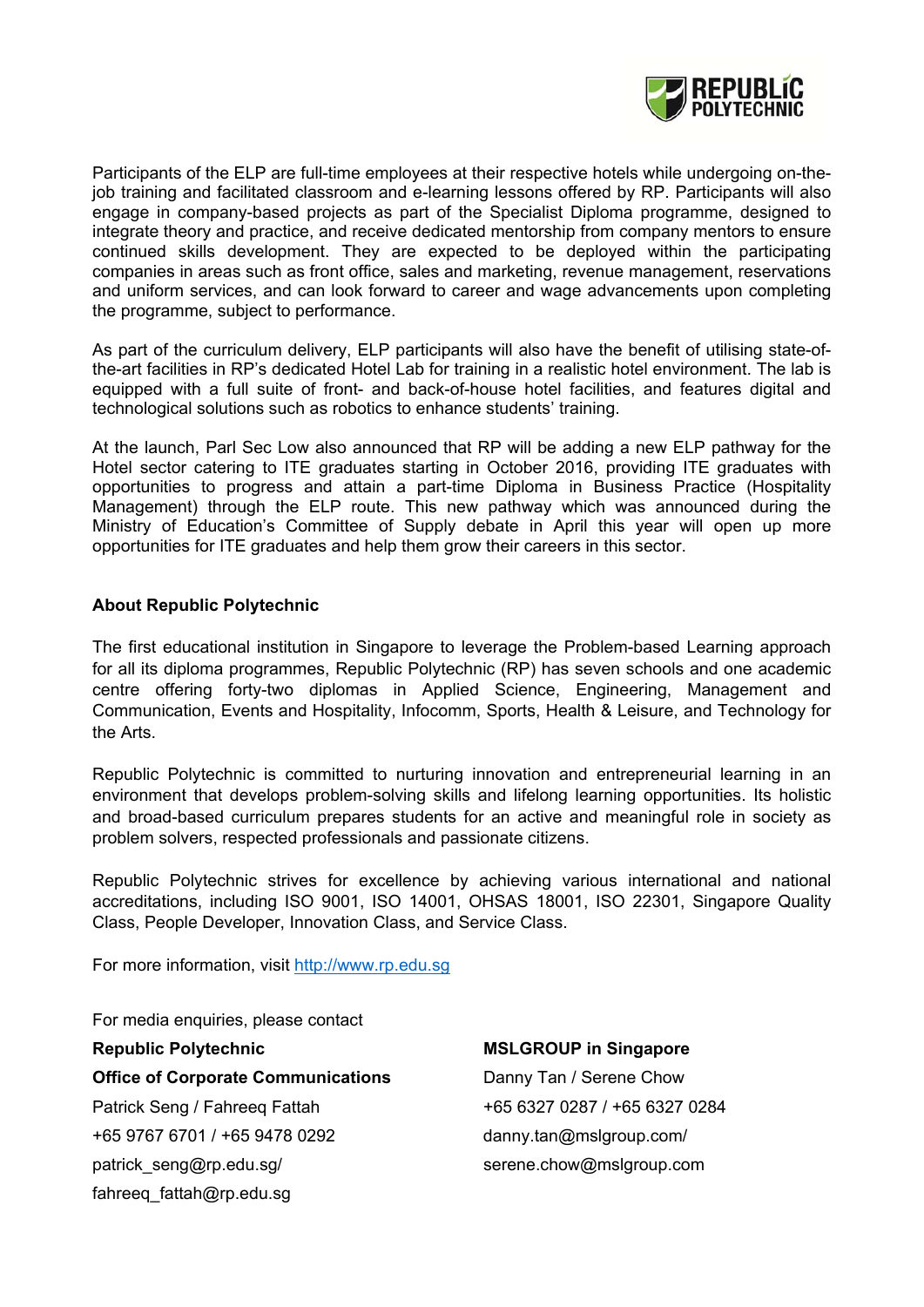Participants of the ELP are full-time employees at their respective hotels while undergoing on-the-job training and facilitated classroom and e-learning lessons offered by RP. Participants will also engage in company-based projects as part of the Specialist Diploma programme, designed to integrate theory and practice, and receive dedicated mentorship from company mentors to ensure continued skills development. They are expected to be deployed within the participating companies in areas such as front office, sales and marketing, revenue management, reservations and uniform services, and can look forward to career and wage advancements upon completing the programme, subject to performance.

As part of the curriculum delivery, ELP participants will also have the benefit of utilising state-of-the-art facilities in RP's dedicated Hotel Lab for training in a realistic hotel environment. The lab is equipped with a full suite of front- and back-of-house hotel facilities, and features digital and technological solutions such as robotics to enhance students' training.

At the launch, Parl Sec Low also announced that RP will be adding a new ELP pathway for the Hotel sector catering to ITE graduates starting in October 2016, providing ITE graduates with opportunities to progress and attain a part-time Diploma in Business Practice (Hospitality Management) through the ELP route. This new pathway which was announced during the Ministry of Education's Committee of Supply debate in April this year will open up more opportunities for ITE graduates and help them grow their careers in this sector.

**About Republic Polytechnic**

The first educational institution in Singapore to leverage the Problem-based Learning approach for all its diploma programmes, Republic Polytechnic (RP) has seven schools and one academic centre offering forty-two diplomas in Applied Science, Engineering, Management and Communication, Events and Hospitality, Infocomm, Sports, Health & Leisure, and Technology for the Arts.

Republic Polytechnic is committed to nurturing innovation and entrepreneurial learning in an environment that develops problem-solving skills and lifelong learning opportunities. Its holistic and broad-based curriculum prepares students for an active and meaningful role in society as problem solvers, respected professionals and passionate citizens.

Republic Polytechnic strives for excellence by achieving various international and national accreditations, including ISO 9001, ISO 14001, OHSAS 18001, ISO 22301, Singapore Quality Class, People Developer, Innovation Class, and Service Class.

For more information, visit [http://www.rp.edu.sg](http://www.rp.edu.sg)

For media enquiries, please contact

**Republic Polytechnic**
**Office of Corporate Communications**
Patrick Seng / Fahreeq Fattah
+65 9767 6701 / +65 9478 0292
patrick_seng@rp.edu.sg/
fahreeq_fattah@rp.edu.sg

**MSLGROUP in Singapore**
Danny Tan / Serene Chow
+65 6327 0287 / +65 6327 0284
danny.tan@mslgroup.com/
serene.chow@mslgroup.com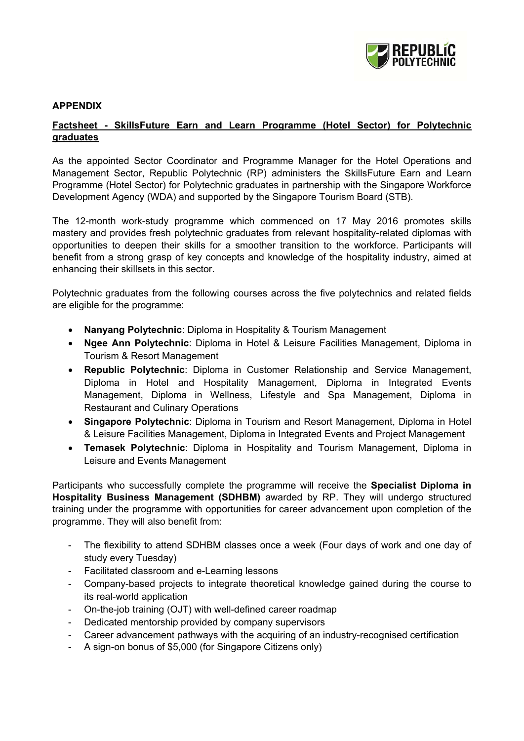**APPENDIX**

**Factsheet - SkillsFuture Earn and Learn Programme (Hotel Sector) for Polytechnic graduates**

As the appointed Sector Coordinator and Programme Manager for the Hotel Operations and Management Sector, Republic Polytechnic (RP) administers the SkillsFuture Earn and Learn Programme (Hotel Sector) for Polytechnic graduates in partnership with the Singapore Workforce Development Agency (WDA) and supported by the Singapore Tourism Board (STB).

The 12-month work-study programme which commenced on 17 May 2016 promotes skills mastery and provides fresh polytechnic graduates from relevant hospitality-related diplomas with opportunities to deepen their skills for a smoother transition to the workforce. Participants will benefit from a strong grasp of key concepts and knowledge of the hospitality industry, aimed at enhancing their skillsets in this sector.

Polytechnic graduates from the following courses across the five polytechnics and related fields are eligible for the programme:

- **Nanyang Polytechnic**: Diploma in Hospitality & Tourism Management
- **Ngee Ann Polytechnic**: Diploma in Hotel & Leisure Facilities Management, Diploma in Tourism & Resort Management
- **Republic Polytechnic**: Diploma in Customer Relationship and Service Management, Diploma in Hotel and Hospitality Management, Diploma in Integrated Events Management, Diploma in Wellness, Lifestyle and Spa Management, Diploma in Restaurant and Culinary Operations
- **Singapore Polytechnic**: Diploma in Tourism and Resort Management, Diploma in Hotel & Leisure Facilities Management, Diploma in Integrated Events and Project Management
- **Temasek Polytechnic**: Diploma in Hospitality and Tourism Management, Diploma in Leisure and Events Management

Participants who successfully complete the programme will receive the **Specialist Diploma in Hospitality Business Management (SDHBM)** awarded by RP. They will undergo structured training under the programme with opportunities for career advancement upon completion of the programme. They will also benefit from:

- The flexibility to attend SDHBM classes once a week (Four days of work and one day of study every Tuesday)
- Facilitated classroom and e-Learning lessons
- Company-based projects to integrate theoretical knowledge gained during the course to its real-world application
- On-the-job training (OJT) with well-defined career roadmap
- Dedicated mentorship provided by company supervisors
- Career advancement pathways with the acquiring of an industry-recognised certification
- A sign-on bonus of $5,000 (for Singapore Citizens only)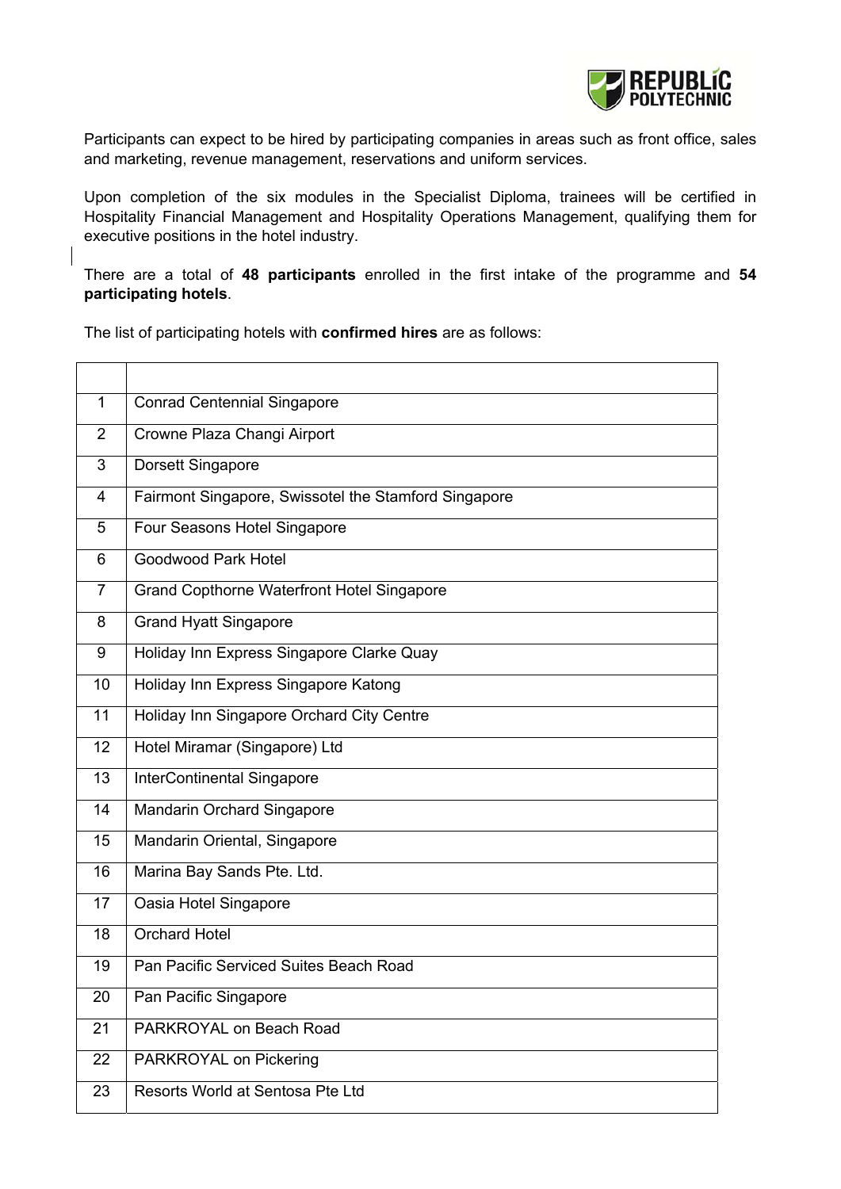Participants can expect to be hired by participating companies in areas such as front office, sales and marketing, revenue management, reservations and uniform services.

Upon completion of the six modules in the Specialist Diploma, trainees will be certified in Hospitality Financial Management and Hospitality Operations Management, qualifying them for executive positions in the hotel industry.

There are a total of **48 participants** enrolled in the first intake of the programme and **54 participating hotels**.

The list of participating hotels with **confirmed hires** are as follows:

| | |
|---|---|
| 1 | Conrad Centennial Singapore |
| 2 | Crowne Plaza Changi Airport |
| 3 | Dorsett Singapore |
| 4 | Fairmont Singapore, Swissotel the Stamford Singapore |
| 5 | Four Seasons Hotel Singapore |
| 6 | Goodwood Park Hotel |
| 7 | Grand Copthorne Waterfront Hotel Singapore |
| 8 | Grand Hyatt Singapore |
| 9 | Holiday Inn Express Singapore Clarke Quay |
| 10 | Holiday Inn Express Singapore Katong |
| 11 | Holiday Inn Singapore Orchard City Centre |
| 12 | Hotel Miramar (Singapore) Ltd |
| 13 | InterContinental Singapore |
| 14 | Mandarin Orchard Singapore |
| 15 | Mandarin Oriental, Singapore |
| 16 | Marina Bay Sands Pte. Ltd. |
| 17 | Oasia Hotel Singapore |
| 18 | Orchard Hotel |
| 19 | Pan Pacific Serviced Suites Beach Road |
| 20 | Pan Pacific Singapore |
| 21 | PARKROYAL on Beach Road |
| 22 | PARKROYAL on Pickering |
| 23 | Resorts World at Sentosa Pte Ltd |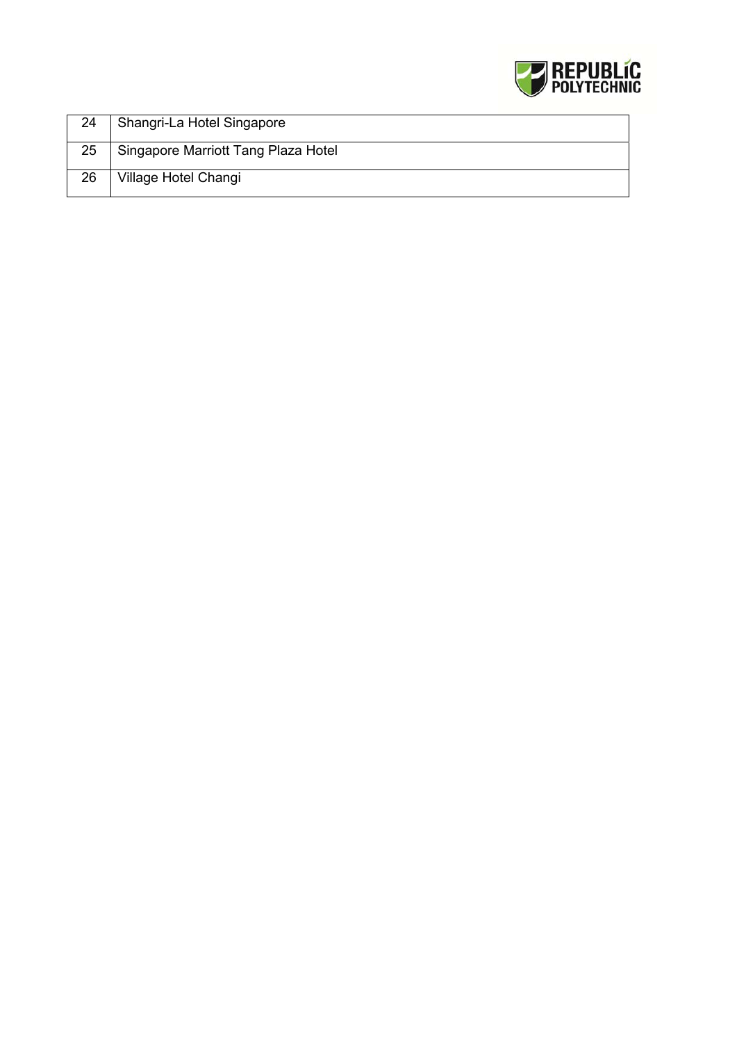| | |
|---|---|
| 24 | Shangri-La Hotel Singapore |
| 25 | Singapore Marriott Tang Plaza Hotel |
| 26 | Village Hotel Changi |